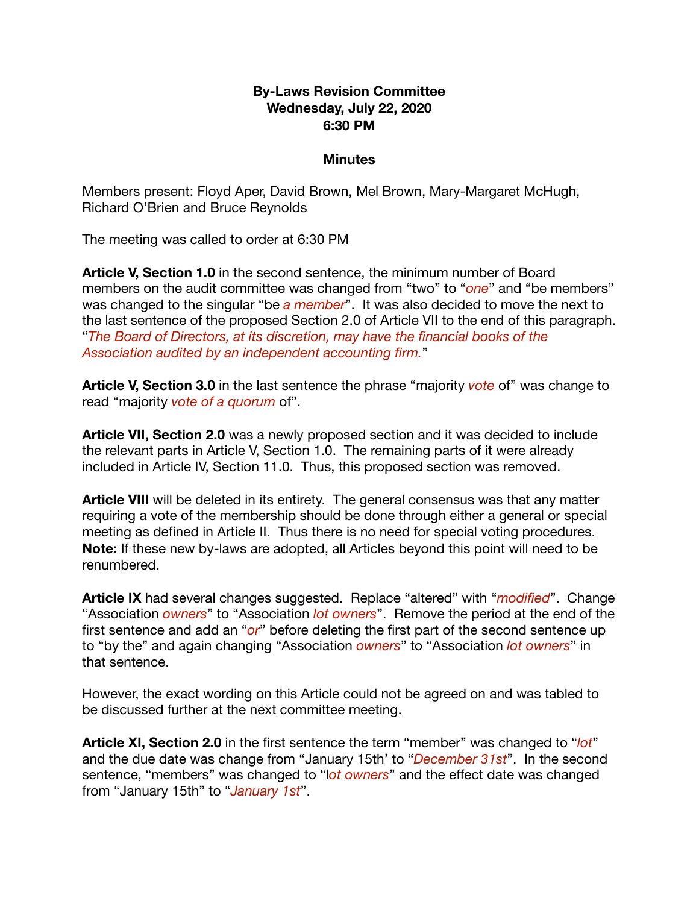**By-Laws Revision Committee**
**Wednesday, July 22, 2020**
**6:30 PM**

**Minutes**

Members present: Floyd Aper, David Brown, Mel Brown, Mary-Margaret McHugh, Richard O'Brien and Bruce Reynolds

The meeting was called to order at 6:30 PM

**Article V, Section 1.0** in the second sentence, the minimum number of Board members on the audit committee was changed from "two" to "*one*" and "be members" was changed to the singular "be *a member*". It was also decided to move the next to the last sentence of the proposed Section 2.0 of Article VII to the end of this paragraph. "*The Board of Directors, at its discretion, may have the financial books of the Association audited by an independent accounting firm.*"

**Article V, Section 3.0** in the last sentence the phrase "majority *vote* of" was change to read "majority *vote of a quorum* of".

**Article VII, Section 2.0** was a newly proposed section and it was decided to include the relevant parts in Article V, Section 1.0. The remaining parts of it were already included in Article IV, Section 11.0. Thus, this proposed section was removed.

**Article VIII** will be deleted in its entirety. The general consensus was that any matter requiring a vote of the membership should be done through either a general or special meeting as defined in Article II. Thus there is no need for special voting procedures. **Note:** If these new by-laws are adopted, all Articles beyond this point will need to be renumbered.

**Article IX** had several changes suggested. Replace "altered" with "*modified*". Change "Association *owners*" to "Association *lot owners*". Remove the period at the end of the first sentence and add an "*or*" before deleting the first part of the second sentence up to "by the" and again changing "Association *owners*" to "Association *lot owners*" in that sentence.

However, the exact wording on this Article could not be agreed on and was tabled to be discussed further at the next committee meeting.

**Article XI, Section 2.0** in the first sentence the term "member" was changed to "*lot*" and the due date was change from "January 15th' to "*December 31st*". In the second sentence, "members" was changed to "l*ot owners*" and the effect date was changed from "January 15th" to "*January 1st*".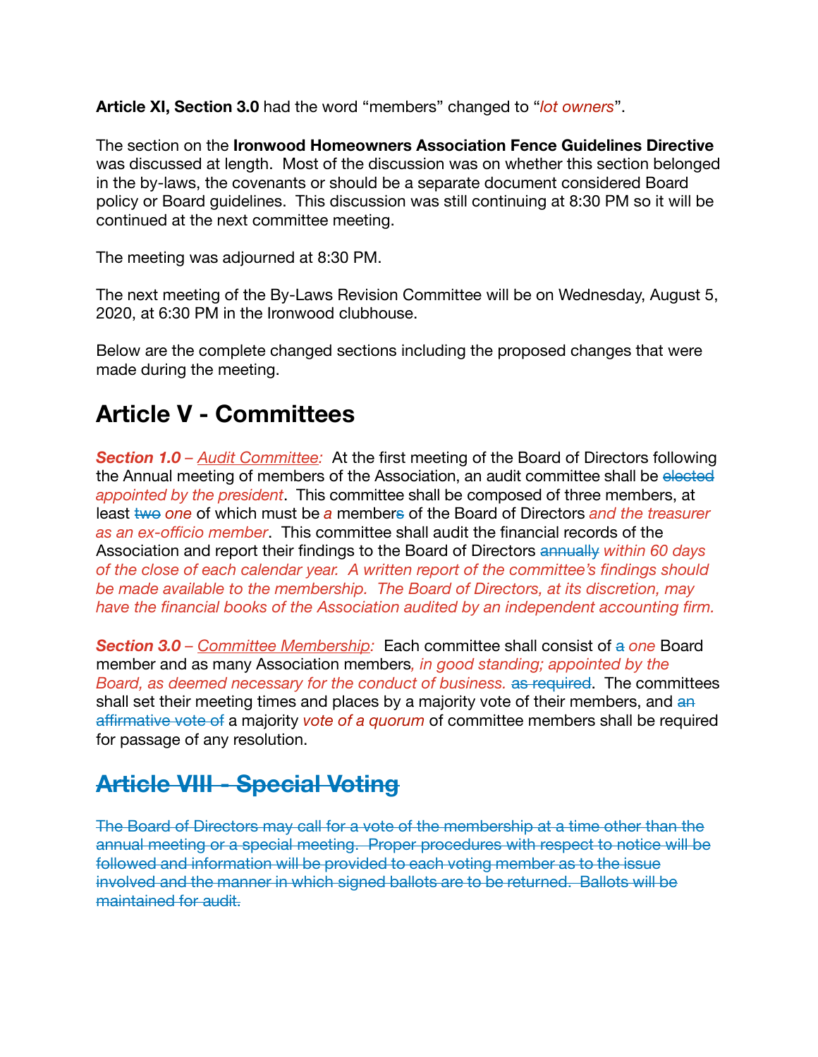**Article XI, Section 3.0** had the word "members" changed to "*lot owners*".

The section on the **Ironwood Homeowners Association Fence Guidelines Directive** was discussed at length. Most of the discussion was on whether this section belonged in the by-laws, the covenants or should be a separate document considered Board policy or Board guidelines. This discussion was still continuing at 8:30 PM so it will be continued at the next committee meeting.

The meeting was adjourned at 8:30 PM.

The next meeting of the By-Laws Revision Committee will be on Wednesday, August 5, 2020, at 6:30 PM in the Ironwood clubhouse.

Below are the complete changed sections including the proposed changes that were made during the meeting.

# Article V - Committees

***Section 1.0*** *– Audit Committee:* At the first meeting of the Board of Directors following the Annual meeting of members of the Association, an audit committee shall be ~~elected~~ *appointed by the president*. This committee shall be composed of three members, at least ~~two~~ *one* of which must be *a* member~~s~~ of the Board of Directors *and the treasurer as an ex-officio member*. This committee shall audit the financial records of the Association and report their findings to the Board of Directors ~~annually~~ *within 60 days of the close of each calendar year. A written report of the committee's findings should be made available to the membership. The Board of Directors, at its discretion, may have the financial books of the Association audited by an independent accounting firm.*

***Section 3.0*** *– Committee Membership:* Each committee shall consist of ~~a~~ *one* Board member and as many Association members*, in good standing; appointed by the Board, as deemed necessary for the conduct of business.* ~~as required~~. The committees shall set their meeting times and places by a majority vote of their members, and ~~an affirmative vote of~~ a majority *vote of a quorum* of committee members shall be required for passage of any resolution.

# ~~Article VIII - Special Voting~~

~~The Board of Directors may call for a vote of the membership at a time other than the annual meeting or a special meeting. Proper procedures with respect to notice will be followed and information will be provided to each voting member as to the issue involved and the manner in which signed ballots are to be returned. Ballots will be maintained for audit.~~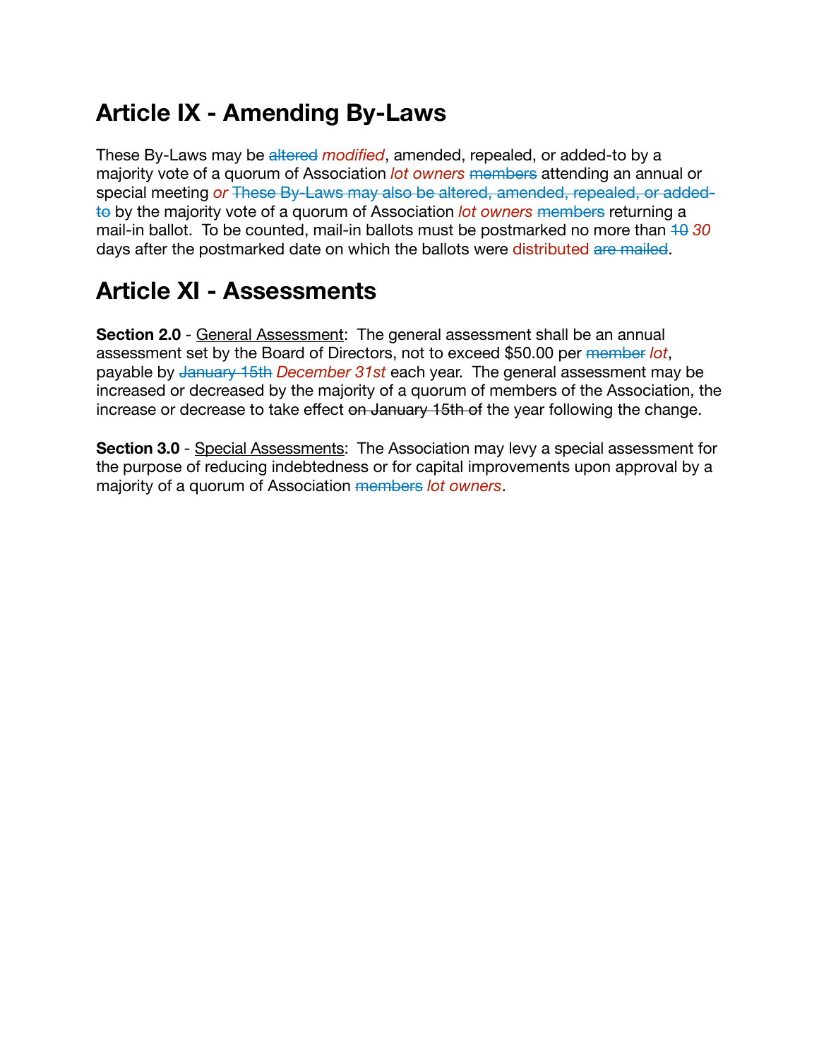## Article IX - Amending By-Laws

These By-Laws may be ~~altered~~ *modified*, amended, repealed, or added-to by a majority vote of a quorum of Association *lot owners* ~~members~~ attending an annual or special meeting *or* ~~These By-Laws may also be altered, amended, repealed, or added-to~~ by the majority vote of a quorum of Association *lot owners* ~~members~~ returning a mail-in ballot. To be counted, mail-in ballots must be postmarked no more than ~~10~~ *30* days after the postmarked date on which the ballots were distributed ~~are mailed~~.

## Article XI - Assessments

**Section 2.0** - General Assessment: The general assessment shall be an annual assessment set by the Board of Directors, not to exceed $50.00 per ~~member~~ *lot*, payable by ~~January 15th~~ *December 31st* each year. The general assessment may be increased or decreased by the majority of a quorum of members of the Association, the increase or decrease to take effect ~~on January 15th of~~ the year following the change.

**Section 3.0** - Special Assessments: The Association may levy a special assessment for the purpose of reducing indebtedness or for capital improvements upon approval by a majority of a quorum of Association ~~members~~ *lot owners*.